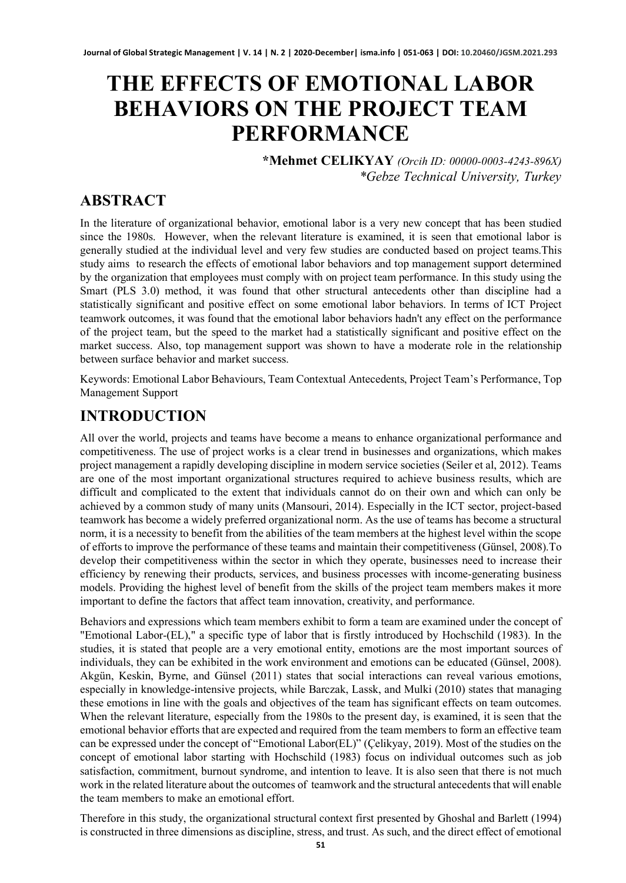# THE EFFECTS OF EMOTIONAL LABOR BEHAVIORS ON THE PROJECT TEAM PERFORMANCE

**\*Mehmet CELIKYAY** *(Orcih ID: 00000-0003-4243-896X)*
*\*Gebze Technical University, Turkey*

## ABSTRACT

In the literature of organizational behavior, emotional labor is a very new concept that has been studied since the 1980s. However, when the relevant literature is examined, it is seen that emotional labor is generally studied at the individual level and very few studies are conducted based on project teams.This study aims to research the effects of emotional labor behaviors and top management support determined by the organization that employees must comply with on project team performance. In this study using the Smart (PLS 3.0) method, it was found that other structural antecedents other than discipline had a statistically significant and positive effect on some emotional labor behaviors. In terms of ICT Project teamwork outcomes, it was found that the emotional labor behaviors hadn't any effect on the performance of the project team, but the speed to the market had a statistically significant and positive effect on the market success. Also, top management support was shown to have a moderate role in the relationship between surface behavior and market success.

Keywords: Emotional Labor Behaviours, Team Contextual Antecedents, Project Team's Performance, Top Management Support

## INTRODUCTION

All over the world, projects and teams have become a means to enhance organizational performance and competitiveness. The use of project works is a clear trend in businesses and organizations, which makes project management a rapidly developing discipline in modern service societies (Seiler et al, 2012). Teams are one of the most important organizational structures required to achieve business results, which are difficult and complicated to the extent that individuals cannot do on their own and which can only be achieved by a common study of many units (Mansouri, 2014). Especially in the ICT sector, project-based teamwork has become a widely preferred organizational norm. As the use of teams has become a structural norm, it is a necessity to benefit from the abilities of the team members at the highest level within the scope of efforts to improve the performance of these teams and maintain their competitiveness (Günsel, 2008).To develop their competitiveness within the sector in which they operate, businesses need to increase their efficiency by renewing their products, services, and business processes with income-generating business models. Providing the highest level of benefit from the skills of the project team members makes it more important to define the factors that affect team innovation, creativity, and performance.

Behaviors and expressions which team members exhibit to form a team are examined under the concept of "Emotional Labor-(EL)," a specific type of labor that is firstly introduced by Hochschild (1983). In the studies, it is stated that people are a very emotional entity, emotions are the most important sources of individuals, they can be exhibited in the work environment and emotions can be educated (Günsel, 2008). Akgün, Keskin, Byrne, and Günsel (2011) states that social interactions can reveal various emotions, especially in knowledge-intensive projects, while Barczak, Lassk, and Mulki (2010) states that managing these emotions in line with the goals and objectives of the team has significant effects on team outcomes. When the relevant literature, especially from the 1980s to the present day, is examined, it is seen that the emotional behavior efforts that are expected and required from the team members to form an effective team can be expressed under the concept of "Emotional Labor(EL)" (Çelikyay, 2019). Most of the studies on the concept of emotional labor starting with Hochschild (1983) focus on individual outcomes such as job satisfaction, commitment, burnout syndrome, and intention to leave. It is also seen that there is not much work in the related literature about the outcomes of teamwork and the structural antecedents that will enable the team members to make an emotional effort.

Therefore in this study, the organizational structural context first presented by Ghoshal and Barlett (1994) is constructed in three dimensions as discipline, stress, and trust. As such, and the direct effect of emotional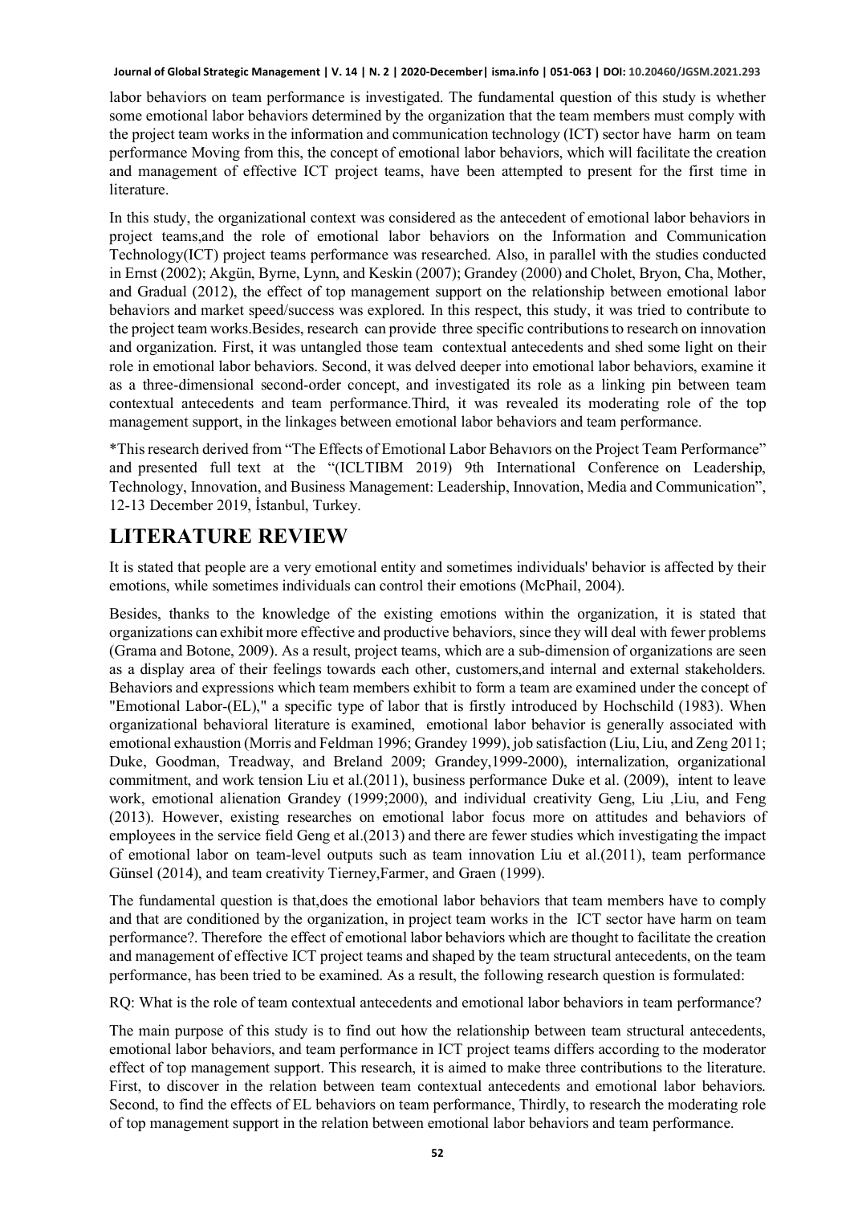labor behaviors on team performance is investigated. The fundamental question of this study is whether some emotional labor behaviors determined by the organization that the team members must comply with the project team works in the information and communication technology (ICT) sector have harm on team performance Moving from this, the concept of emotional labor behaviors, which will facilitate the creation and management of effective ICT project teams, have been attempted to present for the first time in literature.

In this study, the organizational context was considered as the antecedent of emotional labor behaviors in project teams,and the role of emotional labor behaviors on the Information and Communication Technology(ICT) project teams performance was researched. Also, in parallel with the studies conducted in Ernst (2002); Akgün, Byrne, Lynn, and Keskin (2007); Grandey (2000) and Cholet, Bryon, Cha, Mother, and Gradual (2012), the effect of top management support on the relationship between emotional labor behaviors and market speed/success was explored. In this respect, this study, it was tried to contribute to the project team works.Besides, research can provide three specific contributions to research on innovation and organization. First, it was untangled those team contextual antecedents and shed some light on their role in emotional labor behaviors. Second, it was delved deeper into emotional labor behaviors, examine it as a three-dimensional second-order concept, and investigated its role as a linking pin between team contextual antecedents and team performance.Third, it was revealed its moderating role of the top management support, in the linkages between emotional labor behaviors and team performance.

*This research derived from "The Effects of Emotional Labor Behavıors on the Project Team Performance" and presented full text at the "(ICLTIBM 2019) 9th International Conference on Leadership, Technology, Innovation, and Business Management: Leadership, Innovation, Media and Communication", 12-13 December 2019, İstanbul, Turkey.

# LITERATURE REVIEW

It is stated that people are a very emotional entity and sometimes individuals' behavior is affected by their emotions, while sometimes individuals can control their emotions (McPhail, 2004).

Besides, thanks to the knowledge of the existing emotions within the organization, it is stated that organizations can exhibit more effective and productive behaviors, since they will deal with fewer problems (Grama and Botone, 2009). As a result, project teams, which are a sub-dimension of organizations are seen as a display area of their feelings towards each other, customers,and internal and external stakeholders. Behaviors and expressions which team members exhibit to form a team are examined under the concept of "Emotional Labor-(EL)," a specific type of labor that is firstly introduced by Hochschild (1983). When organizational behavioral literature is examined, emotional labor behavior is generally associated with emotional exhaustion (Morris and Feldman 1996; Grandey 1999), job satisfaction (Liu, Liu, and Zeng 2011; Duke, Goodman, Treadway, and Breland 2009; Grandey,1999-2000), internalization, organizational commitment, and work tension Liu et al.(2011), business performance Duke et al. (2009), intent to leave work, emotional alienation Grandey (1999;2000), and individual creativity Geng, Liu ,Liu, and Feng (2013). However, existing researches on emotional labor focus more on attitudes and behaviors of employees in the service field Geng et al.(2013) and there are fewer studies which investigating the impact of emotional labor on team-level outputs such as team innovation Liu et al.(2011), team performance Günsel (2014), and team creativity Tierney,Farmer, and Graen (1999).

The fundamental question is that,does the emotional labor behaviors that team members have to comply and that are conditioned by the organization, in project team works in the ICT sector have harm on team performance?. Therefore the effect of emotional labor behaviors which are thought to facilitate the creation and management of effective ICT project teams and shaped by the team structural antecedents, on the team performance, has been tried to be examined. As a result, the following research question is formulated:

RQ: What is the role of team contextual antecedents and emotional labor behaviors in team performance?

The main purpose of this study is to find out how the relationship between team structural antecedents, emotional labor behaviors, and team performance in ICT project teams differs according to the moderator effect of top management support. This research, it is aimed to make three contributions to the literature. First, to discover in the relation between team contextual antecedents and emotional labor behaviors. Second, to find the effects of EL behaviors on team performance, Thirdly, to research the moderating role of top management support in the relation between emotional labor behaviors and team performance.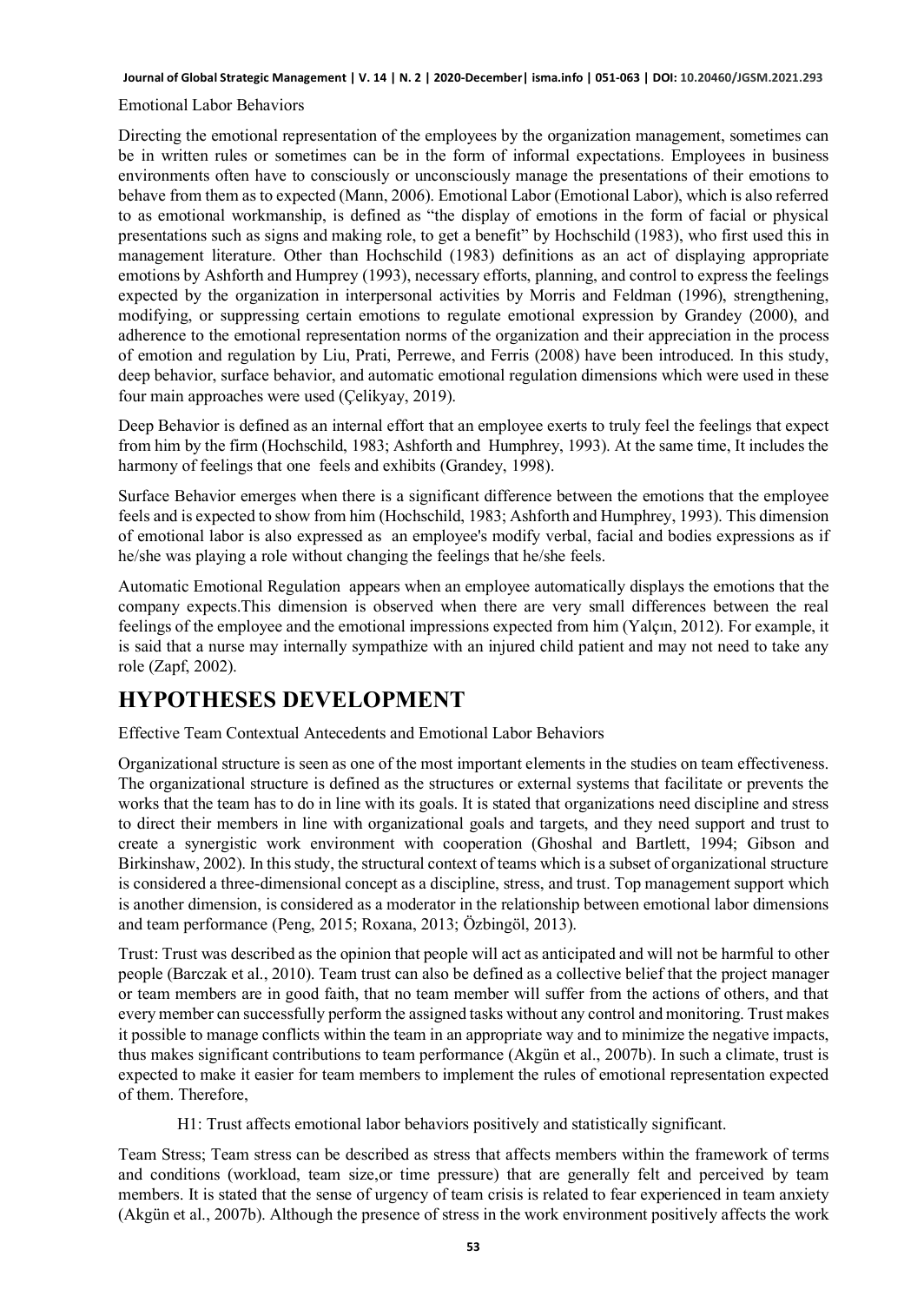Emotional Labor Behaviors

Directing the emotional representation of the employees by the organization management, sometimes can be in written rules or sometimes can be in the form of informal expectations. Employees in business environments often have to consciously or unconsciously manage the presentations of their emotions to behave from them as to expected (Mann, 2006). Emotional Labor (Emotional Labor), which is also referred to as emotional workmanship, is defined as "the display of emotions in the form of facial or physical presentations such as signs and making role, to get a benefit" by Hochschild (1983), who first used this in management literature. Other than Hochschild (1983) definitions as an act of displaying appropriate emotions by Ashforth and Humprey (1993), necessary efforts, planning, and control to express the feelings expected by the organization in interpersonal activities by Morris and Feldman (1996), strengthening, modifying, or suppressing certain emotions to regulate emotional expression by Grandey (2000), and adherence to the emotional representation norms of the organization and their appreciation in the process of emotion and regulation by Liu, Prati, Perrewe, and Ferris (2008) have been introduced. In this study, deep behavior, surface behavior, and automatic emotional regulation dimensions which were used in these four main approaches were used (Çelikyay, 2019).

Deep Behavior is defined as an internal effort that an employee exerts to truly feel the feelings that expect from him by the firm (Hochschild, 1983; Ashforth and Humphrey, 1993). At the same time, It includes the harmony of feelings that one feels and exhibits (Grandey, 1998).

Surface Behavior emerges when there is a significant difference between the emotions that the employee feels and is expected to show from him (Hochschild, 1983; Ashforth and Humphrey, 1993). This dimension of emotional labor is also expressed as an employee's modify verbal, facial and bodies expressions as if he/she was playing a role without changing the feelings that he/she feels.

Automatic Emotional Regulation appears when an employee automatically displays the emotions that the company expects.This dimension is observed when there are very small differences between the real feelings of the employee and the emotional impressions expected from him (Yalçın, 2012). For example, it is said that a nurse may internally sympathize with an injured child patient and may not need to take any role (Zapf, 2002).

# HYPOTHESES DEVELOPMENT

Effective Team Contextual Antecedents and Emotional Labor Behaviors

Organizational structure is seen as one of the most important elements in the studies on team effectiveness. The organizational structure is defined as the structures or external systems that facilitate or prevents the works that the team has to do in line with its goals. It is stated that organizations need discipline and stress to direct their members in line with organizational goals and targets, and they need support and trust to create a synergistic work environment with cooperation (Ghoshal and Bartlett, 1994; Gibson and Birkinshaw, 2002). In this study, the structural context of teams which is a subset of organizational structure is considered a three-dimensional concept as a discipline, stress, and trust. Top management support which is another dimension, is considered as a moderator in the relationship between emotional labor dimensions and team performance (Peng, 2015; Roxana, 2013; Özbingöl, 2013).

Trust: Trust was described as the opinion that people will act as anticipated and will not be harmful to other people (Barczak et al., 2010). Team trust can also be defined as a collective belief that the project manager or team members are in good faith, that no team member will suffer from the actions of others, and that every member can successfully perform the assigned tasks without any control and monitoring. Trust makes it possible to manage conflicts within the team in an appropriate way and to minimize the negative impacts, thus makes significant contributions to team performance (Akgün et al., 2007b). In such a climate, trust is expected to make it easier for team members to implement the rules of emotional representation expected of them. Therefore,

H1: Trust affects emotional labor behaviors positively and statistically significant.

Team Stress; Team stress can be described as stress that affects members within the framework of terms and conditions (workload, team size,or time pressure) that are generally felt and perceived by team members. It is stated that the sense of urgency of team crisis is related to fear experienced in team anxiety (Akgün et al., 2007b). Although the presence of stress in the work environment positively affects the work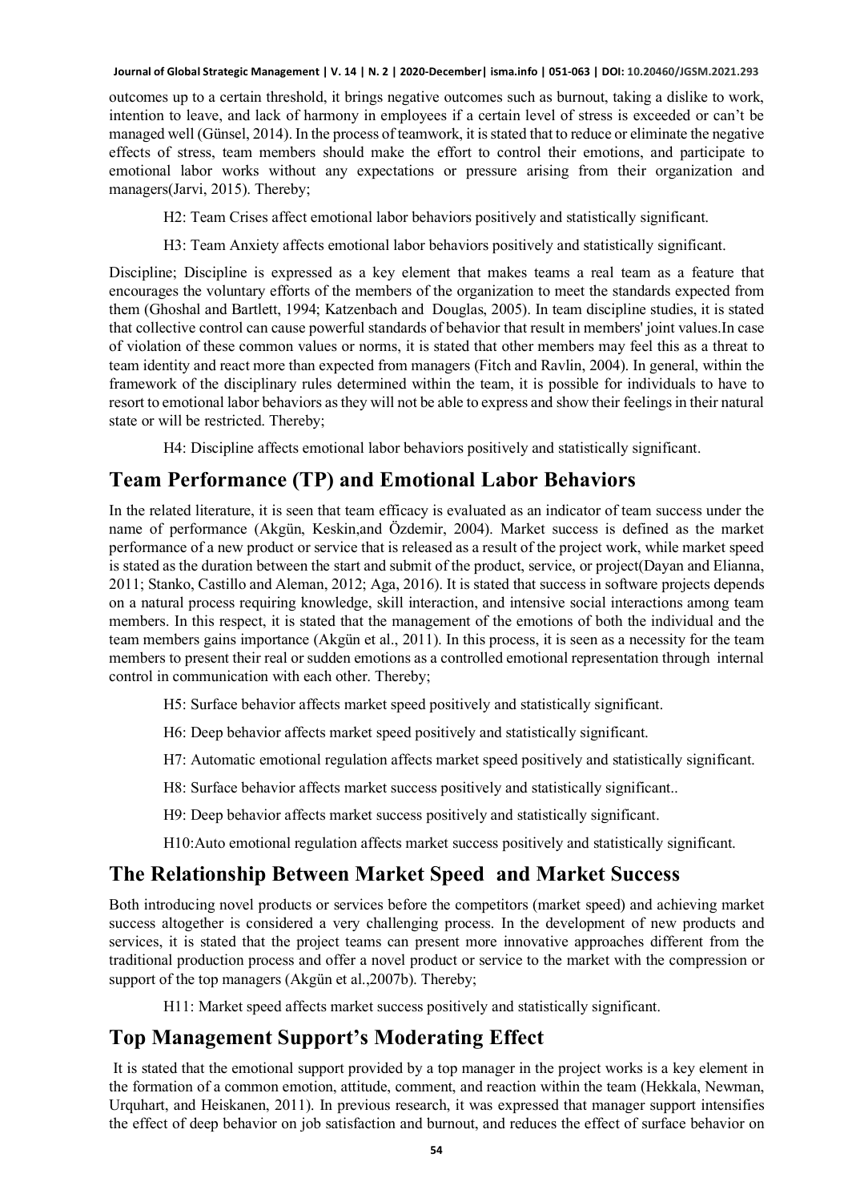outcomes up to a certain threshold, it brings negative outcomes such as burnout, taking a dislike to work, intention to leave, and lack of harmony in employees if a certain level of stress is exceeded or can't be managed well (Günsel, 2014). In the process of teamwork, it is stated that to reduce or eliminate the negative effects of stress, team members should make the effort to control their emotions, and participate to emotional labor works without any expectations or pressure arising from their organization and managers(Jarvi, 2015). Thereby;

H2: Team Crises affect emotional labor behaviors positively and statistically significant.

H3: Team Anxiety affects emotional labor behaviors positively and statistically significant.

Discipline; Discipline is expressed as a key element that makes teams a real team as a feature that encourages the voluntary efforts of the members of the organization to meet the standards expected from them (Ghoshal and Bartlett, 1994; Katzenbach and Douglas, 2005). In team discipline studies, it is stated that collective control can cause powerful standards of behavior that result in members' joint values.In case of violation of these common values or norms, it is stated that other members may feel this as a threat to team identity and react more than expected from managers (Fitch and Ravlin, 2004). In general, within the framework of the disciplinary rules determined within the team, it is possible for individuals to have to resort to emotional labor behaviors as they will not be able to express and show their feelings in their natural state or will be restricted. Thereby;

H4: Discipline affects emotional labor behaviors positively and statistically significant.

## Team Performance (TP) and Emotional Labor Behaviors

In the related literature, it is seen that team efficacy is evaluated as an indicator of team success under the name of performance (Akgün, Keskin,and Özdemir, 2004). Market success is defined as the market performance of a new product or service that is released as a result of the project work, while market speed is stated as the duration between the start and submit of the product, service, or project(Dayan and Elianna, 2011; Stanko, Castillo and Aleman, 2012; Aga, 2016). It is stated that success in software projects depends on a natural process requiring knowledge, skill interaction, and intensive social interactions among team members. In this respect, it is stated that the management of the emotions of both the individual and the team members gains importance (Akgün et al., 2011). In this process, it is seen as a necessity for the team members to present their real or sudden emotions as a controlled emotional representation through internal control in communication with each other. Thereby;

H5: Surface behavior affects market speed positively and statistically significant.

H6: Deep behavior affects market speed positively and statistically significant.

H7: Automatic emotional regulation affects market speed positively and statistically significant.

H8: Surface behavior affects market success positively and statistically significant..

H9: Deep behavior affects market success positively and statistically significant.

H10:Auto emotional regulation affects market success positively and statistically significant.

## The Relationship Between Market Speed and Market Success

Both introducing novel products or services before the competitors (market speed) and achieving market success altogether is considered a very challenging process. In the development of new products and services, it is stated that the project teams can present more innovative approaches different from the traditional production process and offer a novel product or service to the market with the compression or support of the top managers (Akgün et al.,2007b). Thereby;

H11: Market speed affects market success positively and statistically significant.

## Top Management Support's Moderating Effect

It is stated that the emotional support provided by a top manager in the project works is a key element in the formation of a common emotion, attitude, comment, and reaction within the team (Hekkala, Newman, Urquhart, and Heiskanen, 2011). In previous research, it was expressed that manager support intensifies the effect of deep behavior on job satisfaction and burnout, and reduces the effect of surface behavior on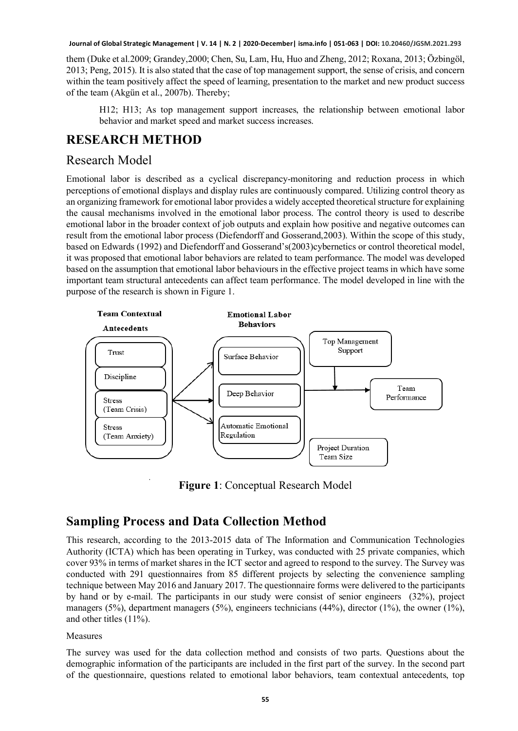them (Duke et al.2009; Grandey,2000; Chen, Su, Lam, Hu, Huo and Zheng, 2012; Roxana, 2013; Özbingöl, 2013; Peng, 2015). It is also stated that the case of top management support, the sense of crisis, and concern within the team positively affect the speed of learning, presentation to the market and new product success of the team (Akgün et al., 2007b). Thereby;

> H12; H13; As top management support increases, the relationship between emotional labor behavior and market speed and market success increases.

# RESEARCH METHOD

## Research Model

Emotional labor is described as a cyclical discrepancy-monitoring and reduction process in which perceptions of emotional displays and display rules are continuously compared. Utilizing control theory as an organizing framework for emotional labor provides a widely accepted theoretical structure for explaining the causal mechanisms involved in the emotional labor process. The control theory is used to describe emotional labor in the broader context of job outputs and explain how positive and negative outcomes can result from the emotional labor process (Diefendorff and Gosserand,2003). Within the scope of this study, based on Edwards (1992) and Diefendorff and Gosserand's(2003)cybernetics or control theoretical model, it was proposed that emotional labor behaviors are related to team performance. The model was developed based on the assumption that emotional labor behaviours in the effective project teams in which have some important team structural antecedents can affect team performance. The model developed in line with the purpose of the research is shown in Figure 1.

Team Contextual Antecedents: Trust; Discipline; Stress (Team Crisis); Stress (Team Anxiety)

Emotional Labor Behaviors: Surface Behavior; Deep Behavior; Automatic Emotional Regulation

Top Management Support; Team Performance; Project Duration, Team Size

**Figure 1**: Conceptual Research Model

## Sampling Process and Data Collection Method

This research, according to the 2013-2015 data of The Information and Communication Technologies Authority (ICTA) which has been operating in Turkey, was conducted with 25 private companies, which cover 93% in terms of market shares in the ICT sector and agreed to respond to the survey. The Survey was conducted with 291 questionnaires from 85 different projects by selecting the convenience sampling technique between May 2016 and January 2017. The questionnaire forms were delivered to the participants by hand or by e-mail. The participants in our study were consist of senior engineers (32%), project managers (5%), department managers (5%), engineers technicians (44%), director (1%), the owner (1%), and other titles (11%).

Measures

The survey was used for the data collection method and consists of two parts. Questions about the demographic information of the participants are included in the first part of the survey. In the second part of the questionnaire, questions related to emotional labor behaviors, team contextual antecedents, top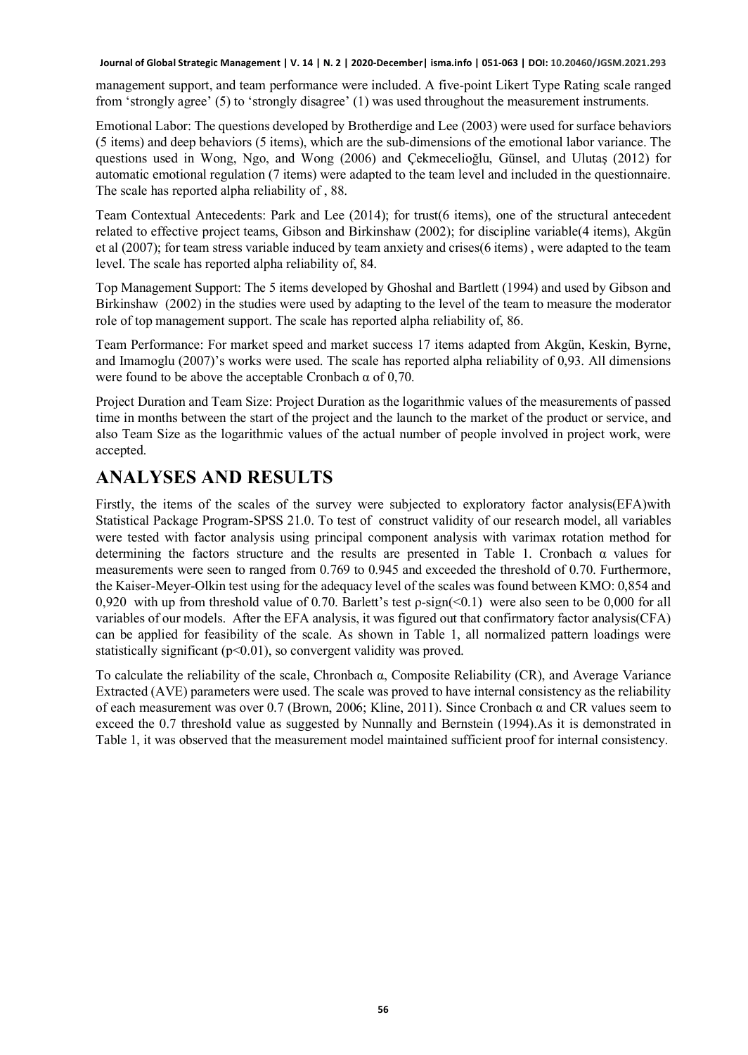management support, and team performance were included. A five-point Likert Type Rating scale ranged from 'strongly agree' (5) to 'strongly disagree' (1) was used throughout the measurement instruments.

Emotional Labor: The questions developed by Brotherdige and Lee (2003) were used for surface behaviors (5 items) and deep behaviors (5 items), which are the sub-dimensions of the emotional labor variance. The questions used in Wong, Ngo, and Wong (2006) and Çekmecelioğlu, Günsel, and Ulutaş (2012) for automatic emotional regulation (7 items) were adapted to the team level and included in the questionnaire. The scale has reported alpha reliability of , 88.

Team Contextual Antecedents: Park and Lee (2014); for trust(6 items), one of the structural antecedent related to effective project teams, Gibson and Birkinshaw (2002); for discipline variable(4 items), Akgün et al (2007); for team stress variable induced by team anxiety and crises(6 items) , were adapted to the team level. The scale has reported alpha reliability of, 84.

Top Management Support: The 5 items developed by Ghoshal and Bartlett (1994) and used by Gibson and Birkinshaw (2002) in the studies were used by adapting to the level of the team to measure the moderator role of top management support. The scale has reported alpha reliability of, 86.

Team Performance: For market speed and market success 17 items adapted from Akgün, Keskin, Byrne, and Imamoglu (2007)'s works were used. The scale has reported alpha reliability of 0,93. All dimensions were found to be above the acceptable Cronbach α of 0,70.

Project Duration and Team Size: Project Duration as the logarithmic values of the measurements of passed time in months between the start of the project and the launch to the market of the product or service, and also Team Size as the logarithmic values of the actual number of people involved in project work, were accepted.

# ANALYSES AND RESULTS

Firstly, the items of the scales of the survey were subjected to exploratory factor analysis(EFA)with Statistical Package Program-SPSS 21.0. To test of construct validity of our research model, all variables were tested with factor analysis using principal component analysis with varimax rotation method for determining the factors structure and the results are presented in Table 1. Cronbach α values for measurements were seen to ranged from 0.769 to 0.945 and exceeded the threshold of 0.70. Furthermore, the Kaiser-Meyer-Olkin test using for the adequacy level of the scales was found between KMO: 0,854 and 0,920 with up from threshold value of 0.70. Barlett's test ρ-sign(<0.1) were also seen to be 0,000 for all variables of our models. After the EFA analysis, it was figured out that confirmatory factor analysis(CFA) can be applied for feasibility of the scale. As shown in Table 1, all normalized pattern loadings were statistically significant ($p<0.01$), so convergent validity was proved.

To calculate the reliability of the scale, Chronbach α, Composite Reliability (CR), and Average Variance Extracted (AVE) parameters were used. The scale was proved to have internal consistency as the reliability of each measurement was over 0.7 (Brown, 2006; Kline, 2011). Since Cronbach α and CR values seem to exceed the 0.7 threshold value as suggested by Nunnally and Bernstein (1994).As it is demonstrated in Table 1, it was observed that the measurement model maintained sufficient proof for internal consistency.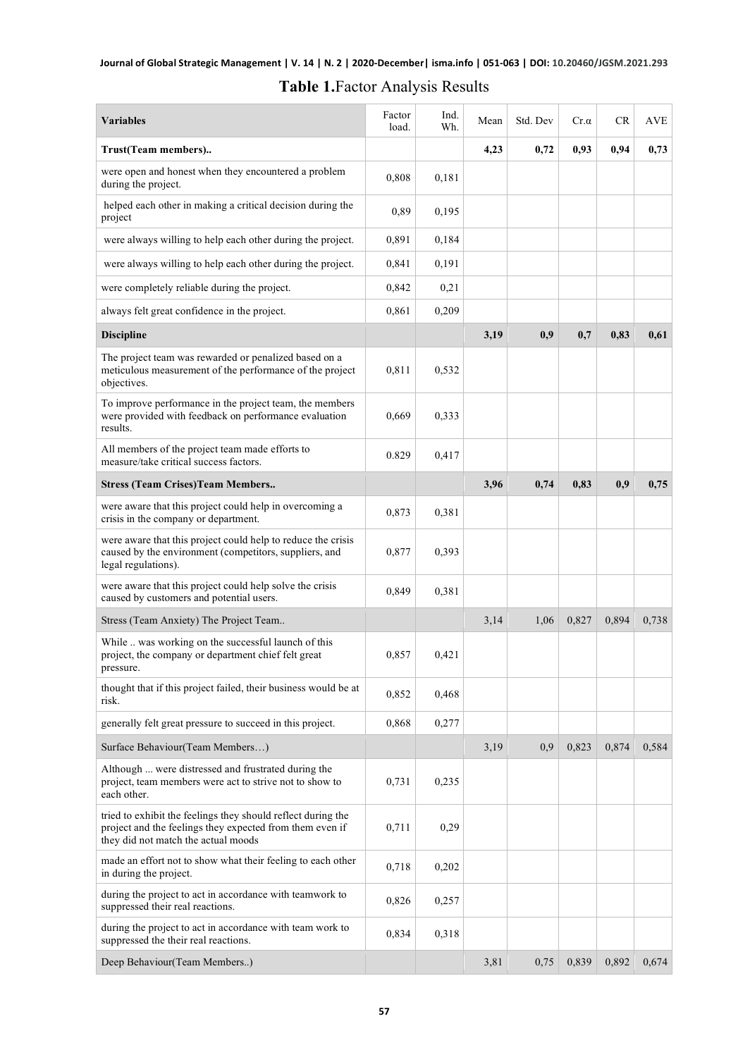**Table 1.** Factor Analysis Results

| **Variables** | Factor load. | Ind. Wh. | Mean | Std. Dev | Cr.α | CR | AVE |
|---|---|---|---|---|---|---|---|
| **Trust(Team members)..** | | | **4,23** | **0,72** | **0,93** | **0,94** | **0,73** |
| were open and honest when they encountered a problem during the project. | 0,808 | 0,181 | | | | | |
| helped each other in making a critical decision during the project | 0,89 | 0,195 | | | | | |
| were always willing to help each other during the project. | 0,891 | 0,184 | | | | | |
| were always willing to help each other during the project. | 0,841 | 0,191 | | | | | |
| were completely reliable during the project. | 0,842 | 0,21 | | | | | |
| always felt great confidence in the project. | 0,861 | 0,209 | | | | | |
| **Discipline** | | | **3,19** | **0,9** | **0,7** | **0,83** | **0,61** |
| The project team was rewarded or penalized based on a meticulous measurement of the performance of the project objectives. | 0,811 | 0,532 | | | | | |
| To improve performance in the project team, the members were provided with feedback on performance evaluation results. | 0,669 | 0,333 | | | | | |
| All members of the project team made efforts to measure/take critical success factors. | 0.829 | 0,417 | | | | | |
| **Stress (Team Crises)Team Members..** | | | **3,96** | **0,74** | **0,83** | **0,9** | **0,75** |
| were aware that this project could help in overcoming a crisis in the company or department. | 0,873 | 0,381 | | | | | |
| were aware that this project could help to reduce the crisis caused by the environment (competitors, suppliers, and legal regulations). | 0,877 | 0,393 | | | | | |
| were aware that this project could help solve the crisis caused by customers and potential users. | 0,849 | 0,381 | | | | | |
| Stress (Team Anxiety) The Project Team.. | | | 3,14 | 1,06 | 0,827 | 0,894 | 0,738 |
| While .. was working on the successful launch of this project, the company or department chief felt great pressure. | 0,857 | 0,421 | | | | | |
| thought that if this project failed, their business would be at risk. | 0,852 | 0,468 | | | | | |
| generally felt great pressure to succeed in this project. | 0,868 | 0,277 | | | | | |
| Surface Behaviour(Team Members…) | | | 3,19 | 0,9 | 0,823 | 0,874 | 0,584 |
| Although ... were distressed and frustrated during the project, team members were act to strive not to show to each other. | 0,731 | 0,235 | | | | | |
| tried to exhibit the feelings they should reflect during the project and the feelings they expected from them even if they did not match the actual moods | 0,711 | 0,29 | | | | | |
| made an effort not to show what their feeling to each other in during the project. | 0,718 | 0,202 | | | | | |
| during the project to act in accordance with teamwork to suppressed their real reactions. | 0,826 | 0,257 | | | | | |
| during the project to act in accordance with team work to suppressed the their real reactions. | 0,834 | 0,318 | | | | | |
| Deep Behaviour(Team Members..) | | | 3,81 | 0,75 | 0,839 | 0,892 | 0,674 |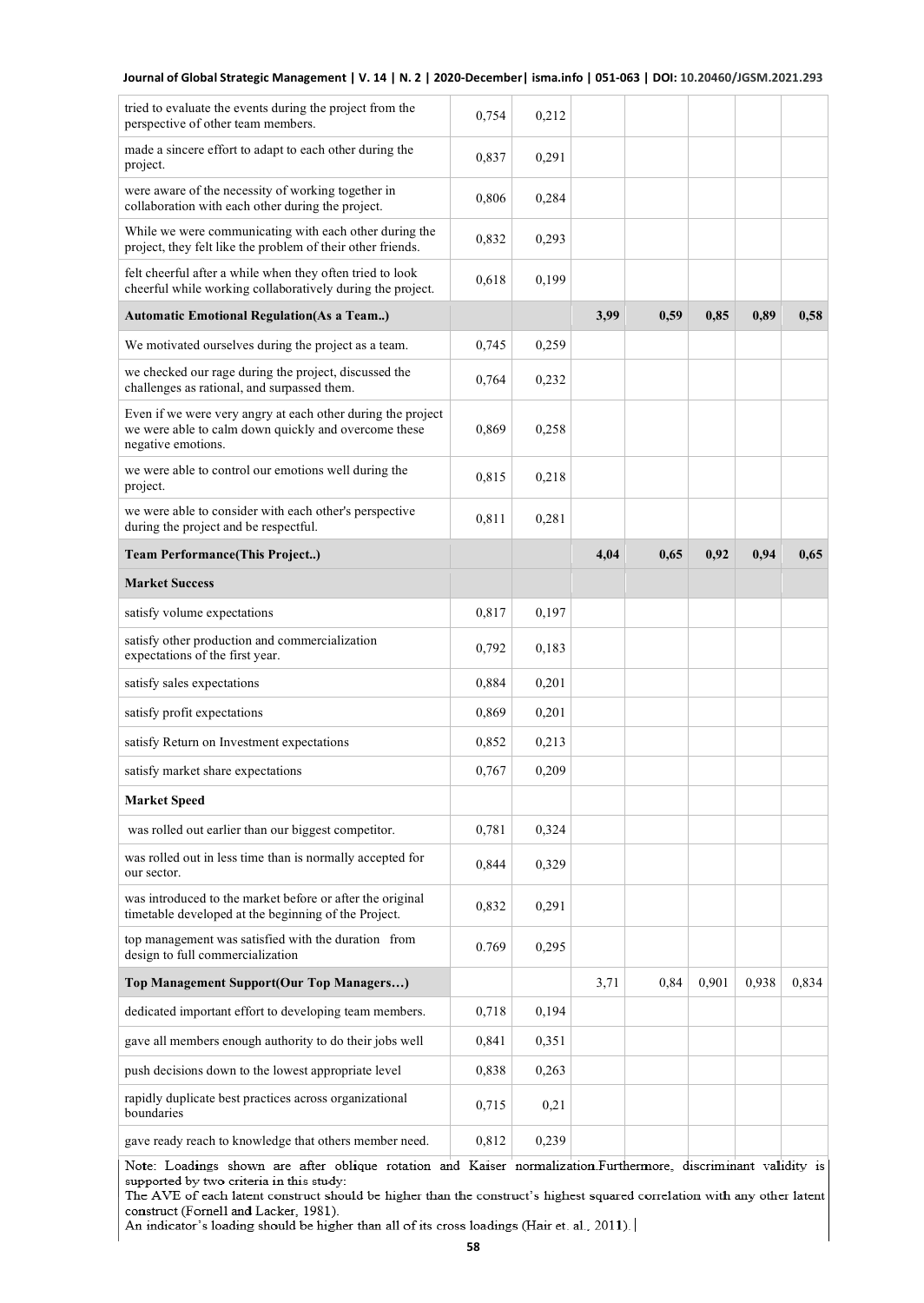| | | | | | | | |
|---|---|---|---|---|---|---|---|
| tried to evaluate the events during the project from the perspective of other team members. | 0,754 | 0,212 | | | | | |
| made a sincere effort to adapt to each other during the project. | 0,837 | 0,291 | | | | | |
| were aware of the necessity of working together in collaboration with each other during the project. | 0,806 | 0,284 | | | | | |
| While we were communicating with each other during the project, they felt like the problem of their other friends. | 0,832 | 0,293 | | | | | |
| felt cheerful after a while when they often tried to look cheerful while working collaboratively during the project. | 0,618 | 0,199 | | | | | |
| **Automatic Emotional Regulation(As a Team..)** | | | **3,99** | **0,59** | **0,85** | **0,89** | **0,58** |
| We motivated ourselves during the project as a team. | 0,745 | 0,259 | | | | | |
| we checked our rage during the project, discussed the challenges as rational, and surpassed them. | 0,764 | 0,232 | | | | | |
| Even if we were very angry at each other during the project we were able to calm down quickly and overcome these negative emotions. | 0,869 | 0,258 | | | | | |
| we were able to control our emotions well during the project. | 0,815 | 0,218 | | | | | |
| we were able to consider with each other's perspective during the project and be respectful. | 0,811 | 0,281 | | | | | |
| **Team Performance(This Project..)** | | | **4,04** | **0,65** | **0,92** | **0,94** | **0,65** |
| **Market Success** | | | | | | | |
| satisfy volume expectations | 0,817 | 0,197 | | | | | |
| satisfy other production and commercialization expectations of the first year. | 0,792 | 0,183 | | | | | |
| satisfy sales expectations | 0,884 | 0,201 | | | | | |
| satisfy profit expectations | 0,869 | 0,201 | | | | | |
| satisfy Return on Investment expectations | 0,852 | 0,213 | | | | | |
| satisfy market share expectations | 0,767 | 0,209 | | | | | |
| **Market Speed** | | | | | | | |
| was rolled out earlier than our biggest competitor. | 0,781 | 0,324 | | | | | |
| was rolled out in less time than is normally accepted for our sector. | 0,844 | 0,329 | | | | | |
| was introduced to the market before or after the original timetable developed at the beginning of the Project. | 0,832 | 0,291 | | | | | |
| top management was satisfied with the duration from design to full commercialization | 0.769 | 0,295 | | | | | |
| **Top Management Support(Our Top Managers…)** | | | 3,71 | 0,84 | 0,901 | 0,938 | 0,834 |
| dedicated important effort to developing team members. | 0,718 | 0,194 | | | | | |
| gave all members enough authority to do their jobs well | 0,841 | 0,351 | | | | | |
| push decisions down to the lowest appropriate level | 0,838 | 0,263 | | | | | |
| rapidly duplicate best practices across organizational boundaries | 0,715 | 0,21 | | | | | |
| gave ready reach to knowledge that others member need. | 0,812 | 0,239 | | | | | |

Note: Loadings shown are after oblique rotation and Kaiser normalization.Furthermore, discriminant validity is supported by two criteria in this study:
The AVE of each latent construct should be higher than the construct's highest squared correlation with any other latent construct (Fornell and Lacker, 1981).
An indicator's loading should be higher than all of its cross loadings (Hair et. al., 2011).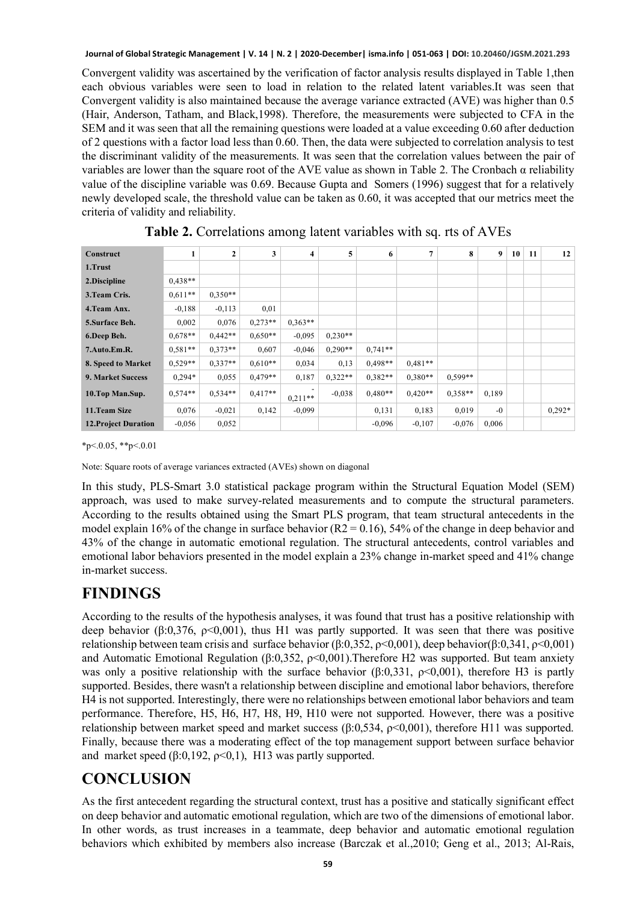Convergent validity was ascertained by the verification of factor analysis results displayed in Table 1,then each obvious variables were seen to load in relation to the related latent variables.It was seen that Convergent validity is also maintained because the average variance extracted (AVE) was higher than 0.5 (Hair, Anderson, Tatham, and Black,1998). Therefore, the measurements were subjected to CFA in the SEM and it was seen that all the remaining questions were loaded at a value exceeding 0.60 after deduction of 2 questions with a factor load less than 0.60. Then, the data were subjected to correlation analysis to test the discriminant validity of the measurements. It was seen that the correlation values between the pair of variables are lower than the square root of the AVE value as shown in Table 2. The Cronbach α reliability value of the discipline variable was 0.69. Because Gupta and Somers (1996) suggest that for a relatively newly developed scale, the threshold value can be taken as 0.60, it was accepted that our metrics meet the criteria of validity and reliability.

**Table 2.** Correlations among latent variables with sq. rts of AVEs

| Construct | 1 | 2 | 3 | 4 | 5 | 6 | 7 | 8 | 9 | 10 | 11 | 12 |
|---|---|---|---|---|---|---|---|---|---|---|---|---|
| 1.Trust | | | | | | | | | | | | |
| 2.Discipline | 0,438** | | | | | | | | | | | |
| 3.Team Cris. | 0,611** | 0,350** | | | | | | | | | | |
| 4.Team Anx. | -0,188 | -0,113 | 0,01 | | | | | | | | | |
| 5.Surface Beh. | 0,002 | 0,076 | 0,273** | 0,363** | | | | | | | | |
| 6.Deep Beh. | 0,678** | 0,442** | 0,650** | -0,095 | 0,230** | | | | | | | |
| 7.Auto.Em.R. | 0,581** | 0,373** | 0,607 | -0,046 | 0,290** | 0,741** | | | | | | |
| 8. Speed to Market | 0,529** | 0,337** | 0,610** | 0,034 | 0,13 | 0,498** | 0,481** | | | | | |
| 9. Market Success | 0,294* | 0,055 | 0,479** | 0,187 | 0,322** | 0,382** | 0,380** | 0,599** | | | | |
| 10.Top Man.Sup. | 0,574** | 0,534** | 0,417** | -0,211** | -0,038 | 0,480** | 0,420** | 0,358** | 0,189 | | | |
| 11.Team Size | 0,076 | -0,021 | 0,142 | -0,099 | | 0,131 | 0,183 | 0,019 | -0 | | | 0,292* |
| 12.Project Duration | -0,056 | 0,052 | | | | -0,096 | -0,107 | -0,076 | 0,006 | | | |

*p<.0.05, **p<.0.01

Note: Square roots of average variances extracted (AVEs) shown on diagonal

In this study, PLS-Smart 3.0 statistical package program within the Structural Equation Model (SEM) approach, was used to make survey-related measurements and to compute the structural parameters. According to the results obtained using the Smart PLS program, that team structural antecedents in the model explain 16% of the change in surface behavior ($R2 = 0.16$), 54% of the change in deep behavior and 43% of the change in automatic emotional regulation. The structural antecedents, control variables and emotional labor behaviors presented in the model explain a 23% change in-market speed and 41% change in-market success.

# FINDINGS

According to the results of the hypothesis analyses, it was found that trust has a positive relationship with deep behavior (β:0,376, ρ<0,001), thus H1 was partly supported. It was seen that there was positive relationship between team crisis and surface behavior (β:0,352, ρ<0,001), deep behavior(β:0,341, ρ<0,001) and Automatic Emotional Regulation (β:0,352, ρ<0,001).Therefore H2 was supported. But team anxiety was only a positive relationship with the surface behavior (β:0,331, ρ<0,001), therefore H3 is partly supported. Besides, there wasn't a relationship between discipline and emotional labor behaviors, therefore H4 is not supported. Interestingly, there were no relationships between emotional labor behaviors and team performance. Therefore, H5, H6, H7, H8, H9, H10 were not supported. However, there was a positive relationship between market speed and market success (β:0,534, ρ<0,001), therefore H11 was supported. Finally, because there was a moderating effect of the top management support between surface behavior and market speed (β:0,192, ρ<0,1), H13 was partly supported.

# CONCLUSION

As the first antecedent regarding the structural context, trust has a positive and statically significant effect on deep behavior and automatic emotional regulation, which are two of the dimensions of emotional labor. In other words, as trust increases in a teammate, deep behavior and automatic emotional regulation behaviors which exhibited by members also increase (Barczak et al.,2010; Geng et al., 2013; Al-Rais,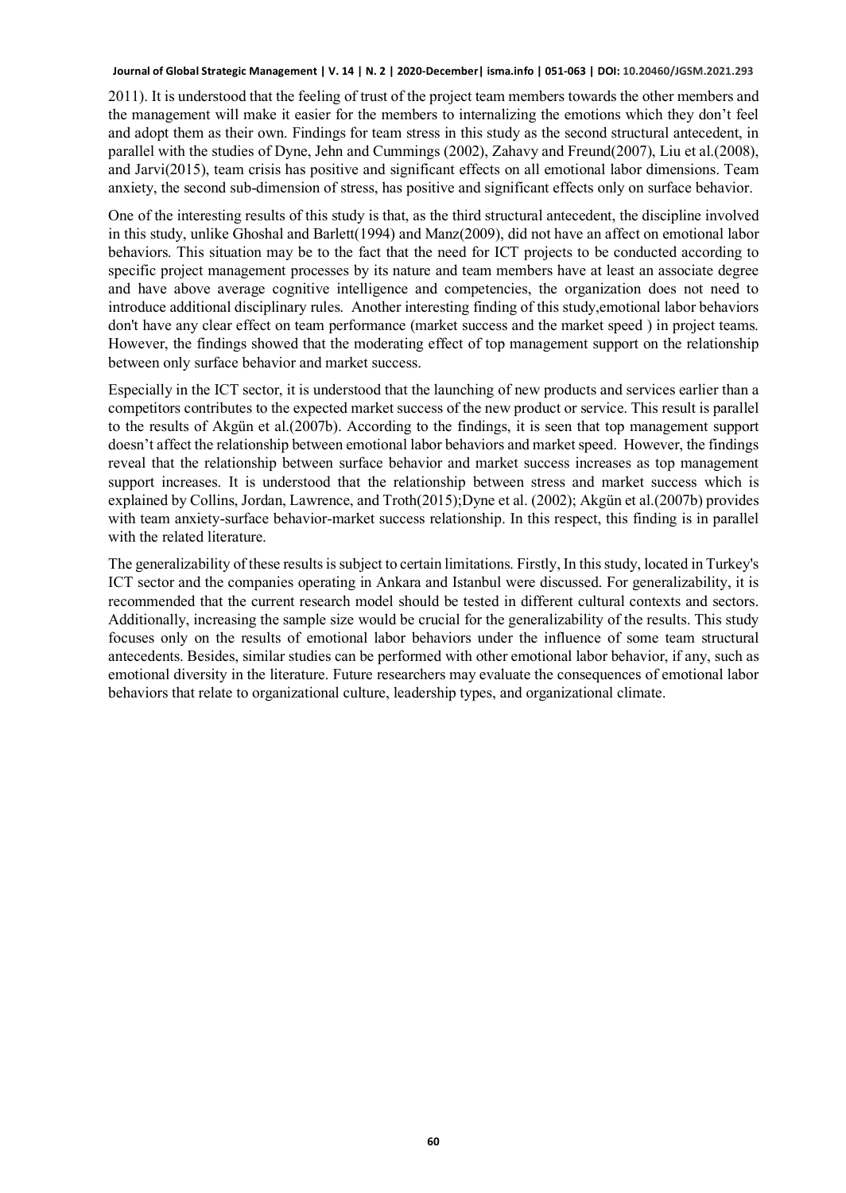2011). It is understood that the feeling of trust of the project team members towards the other members and the management will make it easier for the members to internalizing the emotions which they don't feel and adopt them as their own. Findings for team stress in this study as the second structural antecedent, in parallel with the studies of Dyne, Jehn and Cummings (2002), Zahavy and Freund(2007), Liu et al.(2008), and Jarvi(2015), team crisis has positive and significant effects on all emotional labor dimensions. Team anxiety, the second sub-dimension of stress, has positive and significant effects only on surface behavior.

One of the interesting results of this study is that, as the third structural antecedent, the discipline involved in this study, unlike Ghoshal and Barlett(1994) and Manz(2009), did not have an affect on emotional labor behaviors. This situation may be to the fact that the need for ICT projects to be conducted according to specific project management processes by its nature and team members have at least an associate degree and have above average cognitive intelligence and competencies, the organization does not need to introduce additional disciplinary rules. Another interesting finding of this study,emotional labor behaviors don't have any clear effect on team performance (market success and the market speed ) in project teams. However, the findings showed that the moderating effect of top management support on the relationship between only surface behavior and market success.

Especially in the ICT sector, it is understood that the launching of new products and services earlier than a competitors contributes to the expected market success of the new product or service. This result is parallel to the results of Akgün et al.(2007b). According to the findings, it is seen that top management support doesn't affect the relationship between emotional labor behaviors and market speed. However, the findings reveal that the relationship between surface behavior and market success increases as top management support increases. It is understood that the relationship between stress and market success which is explained by Collins, Jordan, Lawrence, and Troth(2015);Dyne et al. (2002); Akgün et al.(2007b) provides with team anxiety-surface behavior-market success relationship. In this respect, this finding is in parallel with the related literature.

The generalizability of these results is subject to certain limitations. Firstly, In this study, located in Turkey's ICT sector and the companies operating in Ankara and Istanbul were discussed. For generalizability, it is recommended that the current research model should be tested in different cultural contexts and sectors. Additionally, increasing the sample size would be crucial for the generalizability of the results. This study focuses only on the results of emotional labor behaviors under the influence of some team structural antecedents. Besides, similar studies can be performed with other emotional labor behavior, if any, such as emotional diversity in the literature. Future researchers may evaluate the consequences of emotional labor behaviors that relate to organizational culture, leadership types, and organizational climate.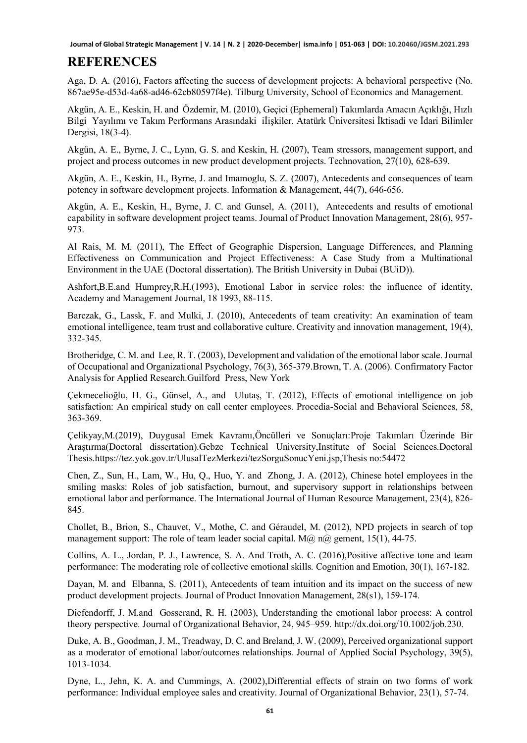## REFERENCES

Aga, D. A. (2016), Factors affecting the success of development projects: A behavioral perspective (No. 867ae95e-d53d-4a68-ad46-62cb80597f4e). Tilburg University, School of Economics and Management.

Akgün, A. E., Keskin, H. and Özdemir, M. (2010), Geçici (Ephemeral) Takımlarda Amacın Açıklığı, Hızlı Bilgi Yayılımı ve Takım Performans Arasındaki iİişkiler. Atatürk Üniversitesi İktisadi ve İdari Bilimler Dergisi, 18(3-4).

Akgün, A. E., Byrne, J. C., Lynn, G. S. and Keskin, H. (2007), Team stressors, management support, and project and process outcomes in new product development projects. Technovation, 27(10), 628-639.

Akgün, A. E., Keskin, H., Byrne, J. and Imamoglu, S. Z. (2007), Antecedents and consequences of team potency in software development projects. Information & Management, 44(7), 646-656.

Akgün, A. E., Keskin, H., Byrne, J. C. and Gunsel, A. (2011), Antecedents and results of emotional capability in software development project teams. Journal of Product Innovation Management, 28(6), 957-973.

Al Rais, M. M. (2011), The Effect of Geographic Dispersion, Language Differences, and Planning Effectiveness on Communication and Project Effectiveness: A Case Study from a Multinational Environment in the UAE (Doctoral dissertation). The British University in Dubai (BUiD)).

Ashfort,B.E.and Humprey,R.H.(1993), Emotional Labor in service roles: the influence of identity, Academy and Management Journal, 18 1993, 88-115.

Barczak, G., Lassk, F. and Mulki, J. (2010), Antecedents of team creativity: An examination of team emotional intelligence, team trust and collaborative culture. Creativity and innovation management, 19(4), 332-345.

Brotheridge, C. M. and Lee, R. T. (2003), Development and validation of the emotional labor scale. Journal of Occupational and Organizational Psychology, 76(3), 365-379.Brown, T. A. (2006). Confirmatory Factor Analysis for Applied Research.Guilford Press, New York

Çekmecelioğlu, H. G., Günsel, A., and Ulutaş, T. (2012), Effects of emotional intelligence on job satisfaction: An empirical study on call center employees. Procedia-Social and Behavioral Sciences, 58, 363-369.

Çelikyay,M.(2019), Duygusal Emek Kavramı,Öncülleri ve Sonuçları:Proje Takımları Üzerinde Bir Araştırma(Doctoral dissertation).Gebze Technical University,Institute of Social Sciences.Doctoral Thesis.https://tez.yok.gov.tr/UlusalTezMerkezi/tezSorguSonucYeni.jsp,Thesis no:54472

Chen, Z., Sun, H., Lam, W., Hu, Q., Huo, Y. and Zhong, J. A. (2012), Chinese hotel employees in the smiling masks: Roles of job satisfaction, burnout, and supervisory support in relationships between emotional labor and performance. The International Journal of Human Resource Management, 23(4), 826-845.

Chollet, B., Brion, S., Chauvet, V., Mothe, C. and Géraudel, M. (2012), NPD projects in search of top management support: The role of team leader social capital. M@ n@ gement, 15(1), 44-75.

Collins, A. L., Jordan, P. J., Lawrence, S. A. And Troth, A. C. (2016),Positive affective tone and team performance: The moderating role of collective emotional skills. Cognition and Emotion, 30(1), 167-182.

Dayan, M. and Elbanna, S. (2011), Antecedents of team intuition and its impact on the success of new product development projects. Journal of Product Innovation Management, 28(s1), 159-174.

Diefendorff, J. M.and Gosserand, R. H. (2003), Understanding the emotional labor process: A control theory perspective. Journal of Organizational Behavior, 24, 945–959. http://dx.doi.org/10.1002/job.230.

Duke, A. B., Goodman, J. M., Treadway, D. C. and Breland, J. W. (2009), Perceived organizational support as a moderator of emotional labor/outcomes relationships. Journal of Applied Social Psychology, 39(5), 1013-1034.

Dyne, L., Jehn, K. A. and Cummings, A. (2002),Differential effects of strain on two forms of work performance: Individual employee sales and creativity. Journal of Organizational Behavior, 23(1), 57-74.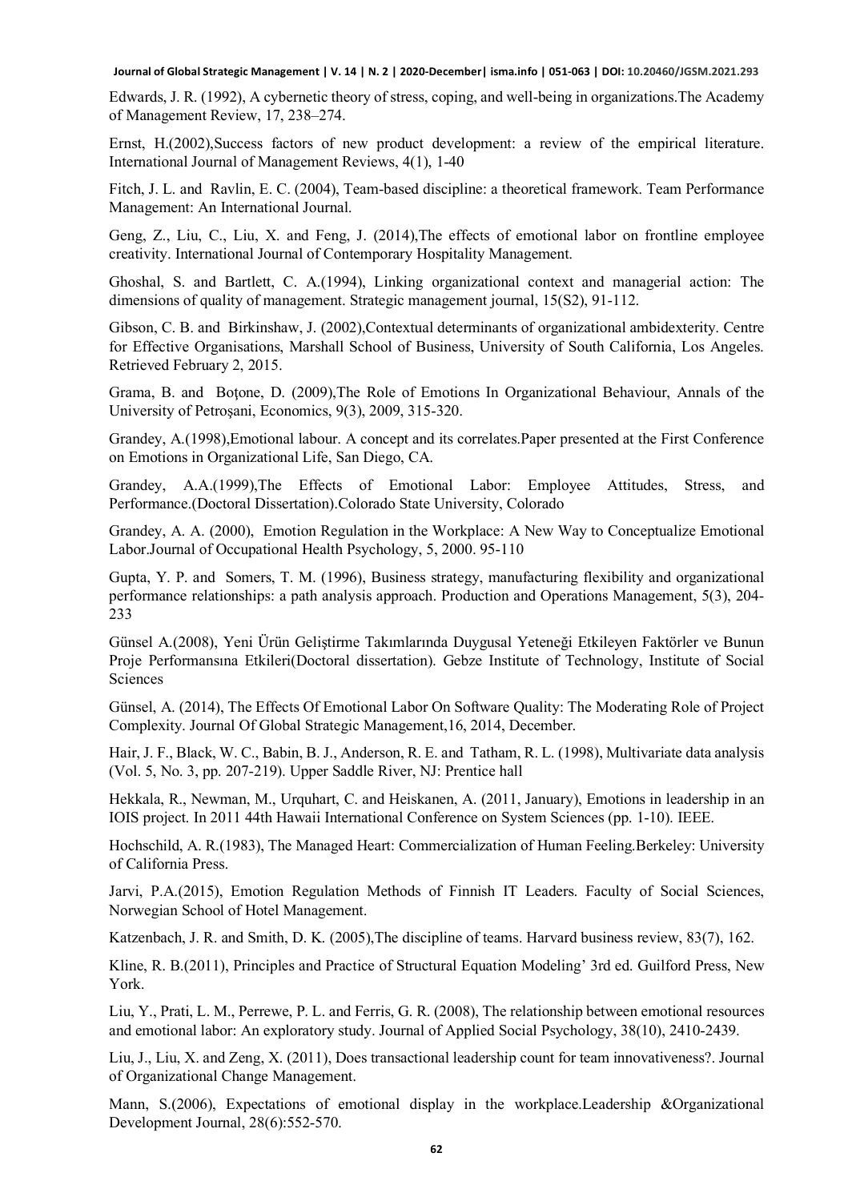Edwards, J. R. (1992), A cybernetic theory of stress, coping, and well-being in organizations.The Academy of Management Review, 17, 238–274.

Ernst, H.(2002),Success factors of new product development: a review of the empirical literature. International Journal of Management Reviews, 4(1), 1-40

Fitch, J. L. and Ravlin, E. C. (2004), Team-based discipline: a theoretical framework. Team Performance Management: An International Journal.

Geng, Z., Liu, C., Liu, X. and Feng, J. (2014),The effects of emotional labor on frontline employee creativity. International Journal of Contemporary Hospitality Management.

Ghoshal, S. and Bartlett, C. A.(1994), Linking organizational context and managerial action: The dimensions of quality of management. Strategic management journal, 15(S2), 91-112.

Gibson, C. B. and Birkinshaw, J. (2002),Contextual determinants of organizational ambidexterity. Centre for Effective Organisations, Marshall School of Business, University of South California, Los Angeles. Retrieved February 2, 2015.

Grama, B. and Boţone, D. (2009),The Role of Emotions In Organizational Behaviour, Annals of the University of Petroşani, Economics, 9(3), 2009, 315-320.

Grandey, A.(1998),Emotional labour. A concept and its correlates.Paper presented at the First Conference on Emotions in Organizational Life, San Diego, CA.

Grandey, A.A.(1999),The Effects of Emotional Labor: Employee Attitudes, Stress, and Performance.(Doctoral Dissertation).Colorado State University, Colorado

Grandey, A. A. (2000), Emotion Regulation in the Workplace: A New Way to Conceptualize Emotional Labor.Journal of Occupational Health Psychology, 5, 2000. 95-110

Gupta, Y. P. and Somers, T. M. (1996), Business strategy, manufacturing flexibility and organizational performance relationships: a path analysis approach. Production and Operations Management, 5(3), 204-233

Günsel A.(2008), Yeni Ürün Geliştirme Takımlarında Duygusal Yeteneği Etkileyen Faktörler ve Bunun Proje Performansına Etkileri(Doctoral dissertation). Gebze Institute of Technology, Institute of Social Sciences

Günsel, A. (2014), The Effects Of Emotional Labor On Software Quality: The Moderating Role of Project Complexity. Journal Of Global Strategic Management,16, 2014, December.

Hair, J. F., Black, W. C., Babin, B. J., Anderson, R. E. and Tatham, R. L. (1998), Multivariate data analysis (Vol. 5, No. 3, pp. 207-219). Upper Saddle River, NJ: Prentice hall

Hekkala, R., Newman, M., Urquhart, C. and Heiskanen, A. (2011, January), Emotions in leadership in an IOIS project. In 2011 44th Hawaii International Conference on System Sciences (pp. 1-10). IEEE.

Hochschild, A. R.(1983), The Managed Heart: Commercialization of Human Feeling.Berkeley: University of California Press.

Jarvi, P.A.(2015), Emotion Regulation Methods of Finnish IT Leaders. Faculty of Social Sciences, Norwegian School of Hotel Management.

Katzenbach, J. R. and Smith, D. K. (2005),The discipline of teams. Harvard business review, 83(7), 162.

Kline, R. B.(2011), Principles and Practice of Structural Equation Modeling' 3rd ed. Guilford Press, New York.

Liu, Y., Prati, L. M., Perrewe, P. L. and Ferris, G. R. (2008), The relationship between emotional resources and emotional labor: An exploratory study. Journal of Applied Social Psychology, 38(10), 2410-2439.

Liu, J., Liu, X. and Zeng, X. (2011), Does transactional leadership count for team innovativeness?. Journal of Organizational Change Management.

Mann, S.(2006), Expectations of emotional display in the workplace.Leadership &Organizational Development Journal, 28(6):552-570.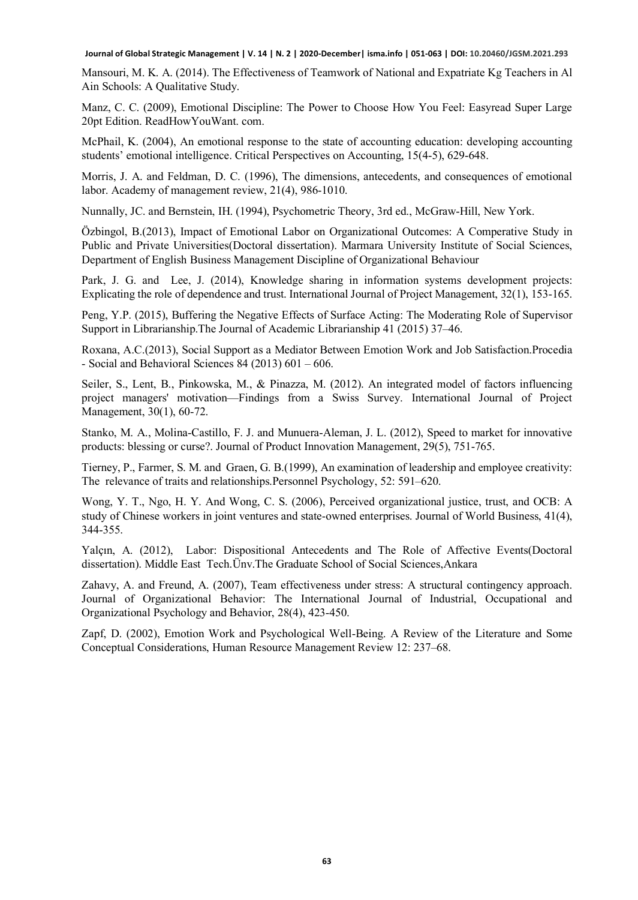Mansouri, M. K. A. (2014). The Effectiveness of Teamwork of National and Expatriate Kg Teachers in Al Ain Schools: A Qualitative Study.

Manz, C. C. (2009), Emotional Discipline: The Power to Choose How You Feel: Easyread Super Large 20pt Edition. ReadHowYouWant. com.

McPhail, K. (2004), An emotional response to the state of accounting education: developing accounting students' emotional intelligence. Critical Perspectives on Accounting, 15(4-5), 629-648.

Morris, J. A. and Feldman, D. C. (1996), The dimensions, antecedents, and consequences of emotional labor. Academy of management review, 21(4), 986-1010.

Nunnally, JC. and Bernstein, IH. (1994), Psychometric Theory, 3rd ed., McGraw-Hill, New York.

Özbingol, B.(2013), Impact of Emotional Labor on Organizational Outcomes: A Comperative Study in Public and Private Universities(Doctoral dissertation). Marmara University Institute of Social Sciences, Department of English Business Management Discipline of Organizational Behaviour

Park, J. G. and Lee, J. (2014), Knowledge sharing in information systems development projects: Explicating the role of dependence and trust. International Journal of Project Management, 32(1), 153-165.

Peng, Y.P. (2015), Buffering the Negative Effects of Surface Acting: The Moderating Role of Supervisor Support in Librarianship.The Journal of Academic Librarianship 41 (2015) 37–46.

Roxana, A.C.(2013), Social Support as a Mediator Between Emotion Work and Job Satisfaction.Procedia - Social and Behavioral Sciences 84 (2013) 601 – 606.

Seiler, S., Lent, B., Pinkowska, M., & Pinazza, M. (2012). An integrated model of factors influencing project managers' motivation—Findings from a Swiss Survey. International Journal of Project Management, 30(1), 60-72.

Stanko, M. A., Molina-Castillo, F. J. and Munuera-Aleman, J. L. (2012), Speed to market for innovative products: blessing or curse?. Journal of Product Innovation Management, 29(5), 751-765.

Tierney, P., Farmer, S. M. and Graen, G. B.(1999), An examination of leadership and employee creativity: The relevance of traits and relationships.Personnel Psychology, 52: 591–620.

Wong, Y. T., Ngo, H. Y. And Wong, C. S. (2006), Perceived organizational justice, trust, and OCB: A study of Chinese workers in joint ventures and state-owned enterprises. Journal of World Business, 41(4), 344-355.

Yalçın, A. (2012), Labor: Dispositional Antecedents and The Role of Affective Events(Doctoral dissertation). Middle East Tech.Ünv.The Graduate School of Social Sciences,Ankara

Zahavy, A. and Freund, A. (2007), Team effectiveness under stress: A structural contingency approach. Journal of Organizational Behavior: The International Journal of Industrial, Occupational and Organizational Psychology and Behavior, 28(4), 423-450.

Zapf, D. (2002), Emotion Work and Psychological Well-Being. A Review of the Literature and Some Conceptual Considerations, Human Resource Management Review 12: 237–68.